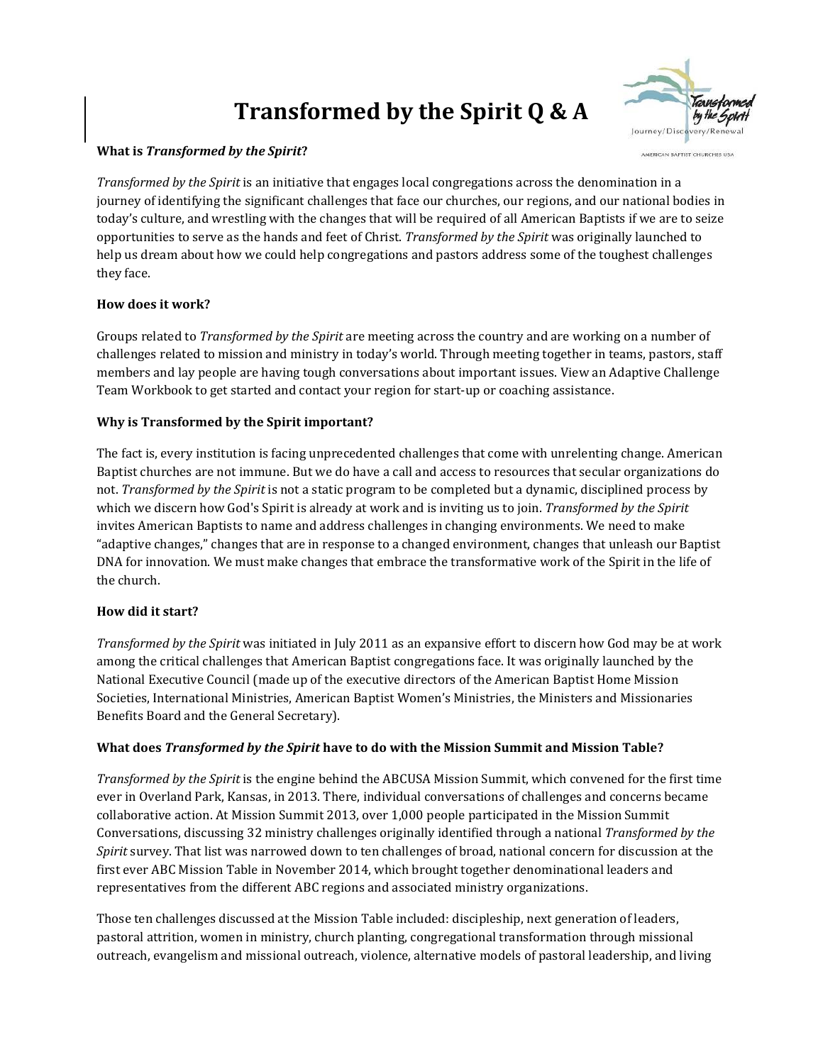# Transformed by the Spirit Q & A

**What is *Transformed by the Spirit*?**

*Transformed by the Spirit* is an initiative that engages local congregations across the denomination in a journey of identifying the significant challenges that face our churches, our regions, and our national bodies in today's culture, and wrestling with the changes that will be required of all American Baptists if we are to seize opportunities to serve as the hands and feet of Christ. *Transformed by the Spirit* was originally launched to help us dream about how we could help congregations and pastors address some of the toughest challenges they face.

**How does it work?**

Groups related to *Transformed by the Spirit* are meeting across the country and are working on a number of challenges related to mission and ministry in today's world. Through meeting together in teams, pastors, staff members and lay people are having tough conversations about important issues. View an Adaptive Challenge Team Workbook to get started and contact your region for start-up or coaching assistance.

**Why is Transformed by the Spirit important?**

The fact is, every institution is facing unprecedented challenges that come with unrelenting change. American Baptist churches are not immune. But we do have a call and access to resources that secular organizations do not. *Transformed by the Spirit* is not a static program to be completed but a dynamic, disciplined process by which we discern how God's Spirit is already at work and is inviting us to join. *Transformed by the Spirit* invites American Baptists to name and address challenges in changing environments. We need to make "adaptive changes," changes that are in response to a changed environment, changes that unleash our Baptist DNA for innovation. We must make changes that embrace the transformative work of the Spirit in the life of the church.

**How did it start?**

*Transformed by the Spirit* was initiated in July 2011 as an expansive effort to discern how God may be at work among the critical challenges that American Baptist congregations face. It was originally launched by the National Executive Council (made up of the executive directors of the American Baptist Home Mission Societies, International Ministries, American Baptist Women's Ministries, the Ministers and Missionaries Benefits Board and the General Secretary).

**What does *Transformed by the Spirit* have to do with the Mission Summit and Mission Table?**

*Transformed by the Spirit* is the engine behind the ABCUSA Mission Summit, which convened for the first time ever in Overland Park, Kansas, in 2013. There, individual conversations of challenges and concerns became collaborative action. At Mission Summit 2013, over 1,000 people participated in the Mission Summit Conversations, discussing 32 ministry challenges originally identified through a national *Transformed by the Spirit* survey. That list was narrowed down to ten challenges of broad, national concern for discussion at the first ever ABC Mission Table in November 2014, which brought together denominational leaders and representatives from the different ABC regions and associated ministry organizations.

Those ten challenges discussed at the Mission Table included: discipleship, next generation of leaders, pastoral attrition, women in ministry, church planting, congregational transformation through missional outreach, evangelism and missional outreach, violence, alternative models of pastoral leadership, and living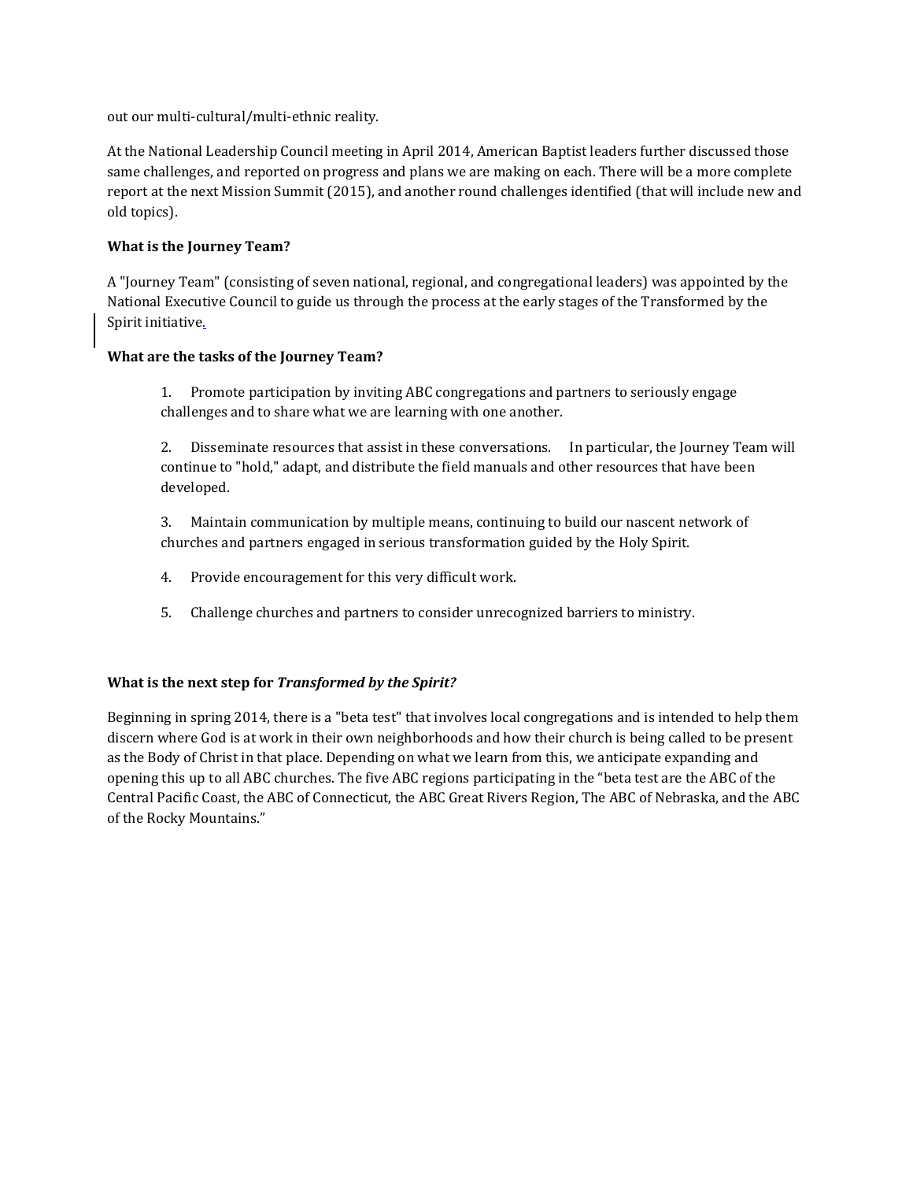out our multi-cultural/multi-ethnic reality.

At the National Leadership Council meeting in April 2014, American Baptist leaders further discussed those same challenges, and reported on progress and plans we are making on each. There will be a more complete report at the next Mission Summit (2015), and another round challenges identified (that will include new and old topics).

**What is the Journey Team?**

A "Journey Team" (consisting of seven national, regional, and congregational leaders) was appointed by the National Executive Council to guide us through the process at the early stages of the Transformed by the Spirit initiative.

**What are the tasks of the Journey Team?**

1. Promote participation by inviting ABC congregations and partners to seriously engage challenges and to share what we are learning with one another.

2. Disseminate resources that assist in these conversations. In particular, the Journey Team will continue to "hold," adapt, and distribute the field manuals and other resources that have been developed.

3. Maintain communication by multiple means, continuing to build our nascent network of churches and partners engaged in serious transformation guided by the Holy Spirit.

4. Provide encouragement for this very difficult work.

5. Challenge churches and partners to consider unrecognized barriers to ministry.

**What is the next step for *Transformed by the Spirit?***

Beginning in spring 2014, there is a "beta test" that involves local congregations and is intended to help them discern where God is at work in their own neighborhoods and how their church is being called to be present as the Body of Christ in that place. Depending on what we learn from this, we anticipate expanding and opening this up to all ABC churches. The five ABC regions participating in the "beta test are the ABC of the Central Pacific Coast, the ABC of Connecticut, the ABC Great Rivers Region, The ABC of Nebraska, and the ABC of the Rocky Mountains."